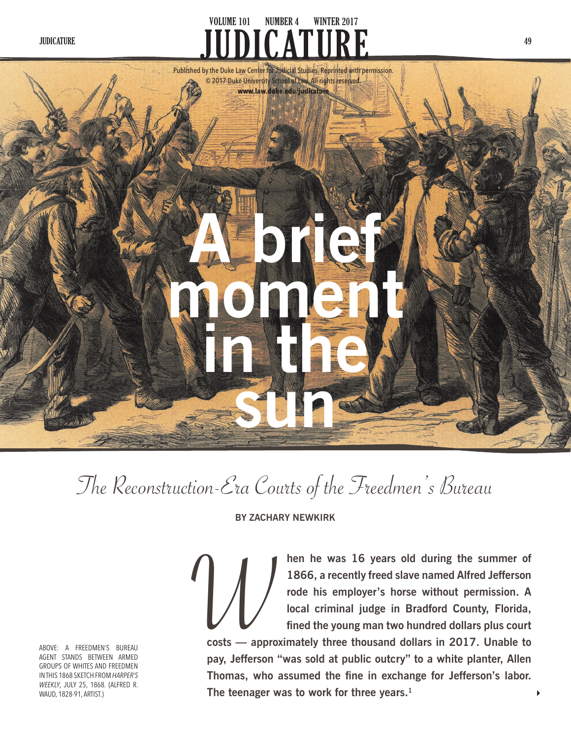Published by the Duke Law Center for Judicial Studies. Reprinted with permission.
© 2017 Duke University School of Law. All rights reserved.
www.law.duke.edu/judicature

# A brief moment in the sun

## *The Reconstruction-Era Courts of the Freedmen's Bureau*

**BY ZACHARY NEWKIRK**

ABOVE: A FREEDMEN'S BUREAU AGENT STANDS BETWEEN ARMED GROUPS OF WHITES AND FREEDMEN IN THIS 1868 SKETCH FROM *HARPER'S WEEKLY*, JULY 25, 1868. (ALFRED R. WAUD, 1828-91, ARTIST.)

**When he was 16 years old during the summer of 1866, a recently freed slave named Alfred Jefferson rode his employer's horse without permission. A local criminal judge in Bradford County, Florida, fined the young man two hundred dollars plus court costs — approximately three thousand dollars in 2017. Unable to pay, Jefferson "was sold at public outcry" to a white planter, Allen Thomas, who assumed the fine in exchange for Jefferson's labor. The teenager was to work for three years.[1]**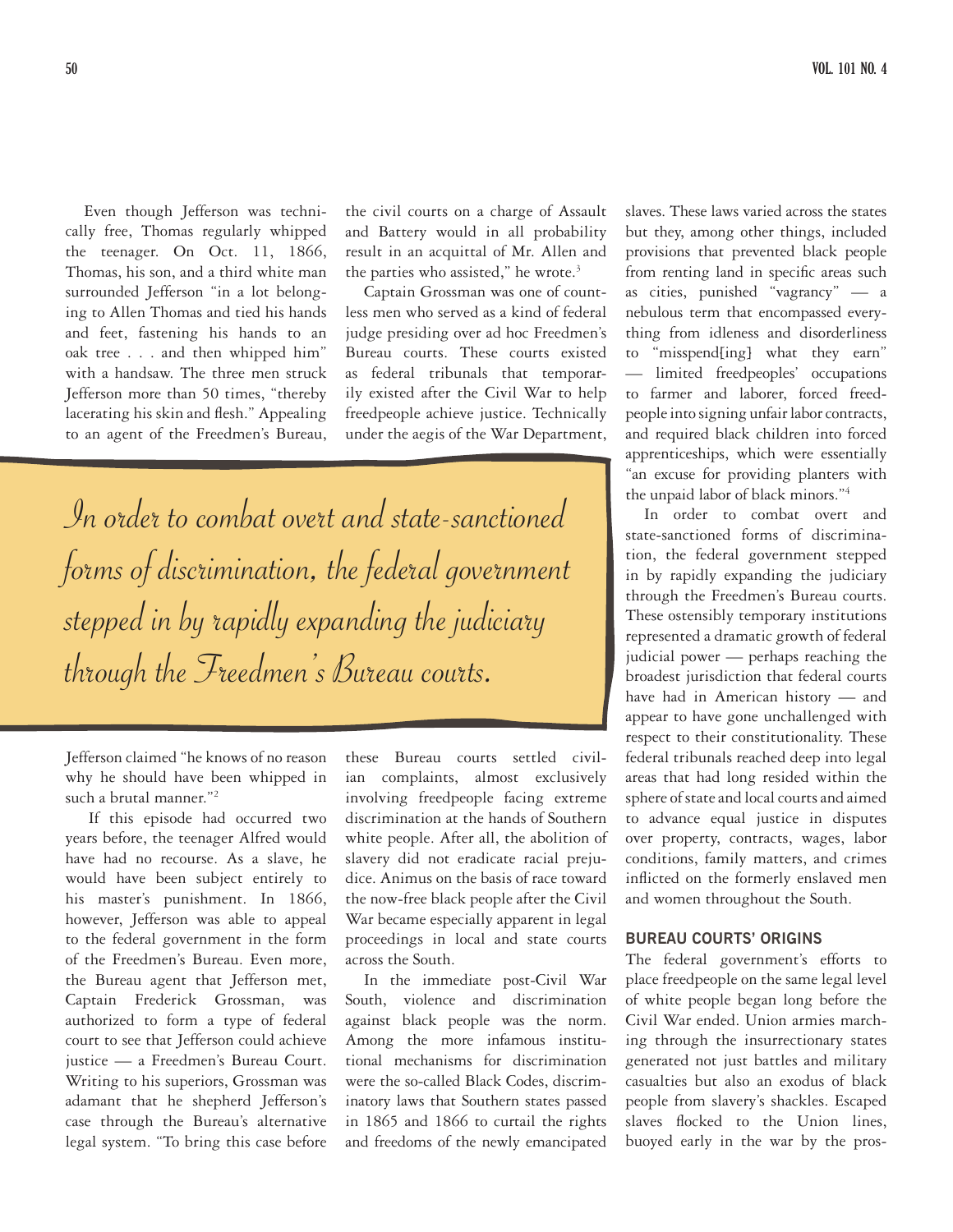Even though Jefferson was technically free, Thomas regularly whipped the teenager. On Oct. 11, 1866, Thomas, his son, and a third white man surrounded Jefferson "in a lot belonging to Allen Thomas and tied his hands and feet, fastening his hands to an oak tree . . . and then whipped him" with a handsaw. The three men struck Jefferson more than 50 times, "thereby lacerating his skin and flesh." Appealing to an agent of the Freedmen's Bureau, Jefferson claimed "he knows of no reason why he should have been whipped in such a brutal manner."[2]

If this episode had occurred two years before, the teenager Alfred would have had no recourse. As a slave, he would have been subject entirely to his master's punishment. In 1866, however, Jefferson was able to appeal to the federal government in the form of the Freedmen's Bureau. Even more, the Bureau agent that Jefferson met, Captain Frederick Grossman, was authorized to form a type of federal court to see that Jefferson could achieve justice — a Freedmen's Bureau Court. Writing to his superiors, Grossman was adamant that he shepherd Jefferson's case through the Bureau's alternative legal system. "To bring this case before the civil courts on a charge of Assault and Battery would in all probability result in an acquittal of Mr. Allen and the parties who assisted," he wrote.[3]

Captain Grossman was one of countless men who served as a kind of federal judge presiding over ad hoc Freedmen's Bureau courts. These courts existed as federal tribunals that temporarily existed after the Civil War to help freedpeople achieve justice. Technically under the aegis of the War Department, these Bureau courts settled civilian complaints, almost exclusively involving freedpeople facing extreme discrimination at the hands of Southern white people. After all, the abolition of slavery did not eradicate racial prejudice. Animus on the basis of race toward the now-free black people after the Civil War became especially apparent in legal proceedings in local and state courts across the South.

> *In order to combat overt and state-sanctioned forms of discrimination, the federal government stepped in by rapidly expanding the judiciary through the Freedmen's Bureau courts.*

In the immediate post-Civil War South, violence and discrimination against black people was the norm. Among the more infamous institutional mechanisms for discrimination were the so-called Black Codes, discriminatory laws that Southern states passed in 1865 and 1866 to curtail the rights and freedoms of the newly emancipated slaves. These laws varied across the states but they, among other things, included provisions that prevented black people from renting land in specific areas such as cities, punished "vagrancy" — a nebulous term that encompassed everything from idleness and disorderliness to "misspend[ing] what they earn" — limited freedpeoples' occupations to farmer and laborer, forced freedpeople into signing unfair labor contracts, and required black children into forced apprenticeships, which were essentially "an excuse for providing planters with the unpaid labor of black minors."[4]

In order to combat overt and state-sanctioned forms of discrimination, the federal government stepped in by rapidly expanding the judiciary through the Freedmen's Bureau courts. These ostensibly temporary institutions represented a dramatic growth of federal judicial power — perhaps reaching the broadest jurisdiction that federal courts have had in American history — and appear to have gone unchallenged with respect to their constitutionality. These federal tribunals reached deep into legal areas that had long resided within the sphere of state and local courts and aimed to advance equal justice in disputes over property, contracts, wages, labor conditions, family matters, and crimes inflicted on the formerly enslaved men and women throughout the South.

## BUREAU COURTS' ORIGINS

The federal government's efforts to place freedpeople on the same legal level of white people began long before the Civil War ended. Union armies marching through the insurrectionary states generated not just battles and military casualties but also an exodus of black people from slavery's shackles. Escaped slaves flocked to the Union lines, buoyed early in the war by the pros-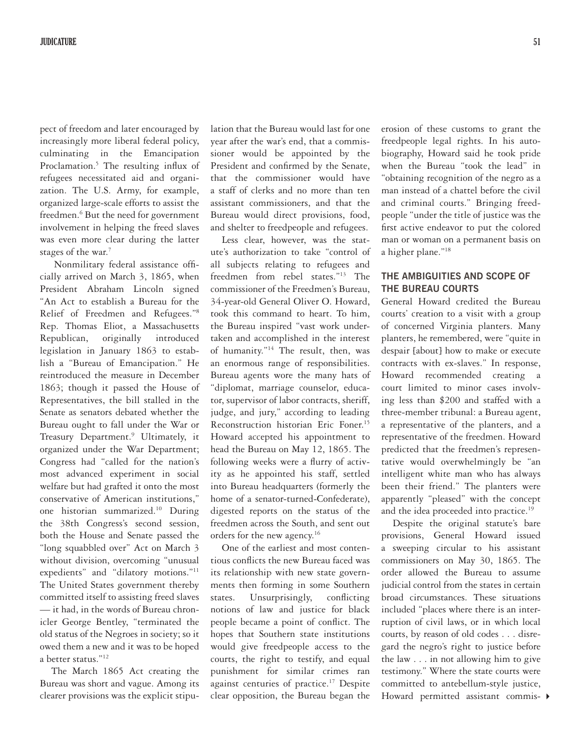pect of freedom and later encouraged by increasingly more liberal federal policy, culminating in the Emancipation Proclamation.[5] The resulting influx of refugees necessitated aid and organization. The U.S. Army, for example, organized large-scale efforts to assist the freedmen.[6] But the need for government involvement in helping the freed slaves was even more clear during the latter stages of the war.[7]

Nonmilitary federal assistance officially arrived on March 3, 1865, when President Abraham Lincoln signed "An Act to establish a Bureau for the Relief of Freedmen and Refugees."[8] Rep. Thomas Eliot, a Massachusetts Republican, originally introduced legislation in January 1863 to establish a "Bureau of Emancipation." He reintroduced the measure in December 1863; though it passed the House of Representatives, the bill stalled in the Senate as senators debated whether the Bureau ought to fall under the War or Treasury Department.[9] Ultimately, it organized under the War Department; Congress had "called for the nation's most advanced experiment in social welfare but had grafted it onto the most conservative of American institutions," one historian summarized.[10] During the 38th Congress's second session, both the House and Senate passed the "long squabbled over" Act on March 3 without division, overcoming "unusual expedients" and "dilatory motions."[11] The United States government thereby committed itself to assisting freed slaves — it had, in the words of Bureau chronicler George Bentley, "terminated the old status of the Negroes in society; so it owed them a new and it was to be hoped a better status."[12]

The March 1865 Act creating the Bureau was short and vague. Among its clearer provisions was the explicit stipulation that the Bureau would last for one year after the war's end, that a commissioner would be appointed by the President and confirmed by the Senate, that the commissioner would have a staff of clerks and no more than ten assistant commissioners, and that the Bureau would direct provisions, food, and shelter to freedpeople and refugees.

Less clear, however, was the statute's authorization to take "control of all subjects relating to refugees and freedmen from rebel states."[13] The commissioner of the Freedmen's Bureau, 34-year-old General Oliver O. Howard, took this command to heart. To him, the Bureau inspired "vast work undertaken and accomplished in the interest of humanity."[14] The result, then, was an enormous range of responsibilities. Bureau agents wore the many hats of "diplomat, marriage counselor, educator, supervisor of labor contracts, sheriff, judge, and jury," according to leading Reconstruction historian Eric Foner.[15] Howard accepted his appointment to head the Bureau on May 12, 1865. The following weeks were a flurry of activity as he appointed his staff, settled into Bureau headquarters (formerly the home of a senator-turned-Confederate), digested reports on the status of the freedmen across the South, and sent out orders for the new agency.[16]

One of the earliest and most contentious conflicts the new Bureau faced was its relationship with new state governments then forming in some Southern states. Unsurprisingly, conflicting notions of law and justice for black people became a point of conflict. The hopes that Southern state institutions would give freedpeople access to the courts, the right to testify, and equal punishment for similar crimes ran against centuries of practice.[17] Despite clear opposition, the Bureau began the erosion of these customs to grant the freedpeople legal rights. In his autobiography, Howard said he took pride when the Bureau "took the lead" in "obtaining recognition of the negro as a man instead of a chattel before the civil and criminal courts." Bringing freedpeople "under the title of justice was the first active endeavor to put the colored man or woman on a permanent basis on a higher plane."[18]

## THE AMBIGUITIES AND SCOPE OF THE BUREAU COURTS

General Howard credited the Bureau courts' creation to a visit with a group of concerned Virginia planters. Many planters, he remembered, were "quite in despair [about] how to make or execute contracts with ex-slaves." In response, Howard recommended creating a court limited to minor cases involving less than $200 and staffed with a three-member tribunal: a Bureau agent, a representative of the planters, and a representative of the freedmen. Howard predicted that the freedmen's representative would overwhelmingly be "an intelligent white man who has always been their friend." The planters were apparently "pleased" with the concept and the idea proceeded into practice.[19]

Despite the original statute's bare provisions, General Howard issued a sweeping circular to his assistant commissioners on May 30, 1865. The order allowed the Bureau to assume judicial control from the states in certain broad circumstances. These situations included "places where there is an interruption of civil laws, or in which local courts, by reason of old codes . . . disregard the negro's right to justice before the law . . . in not allowing him to give testimony." Where the state courts were committed to antebellum-style justice, Howard permitted assistant commis-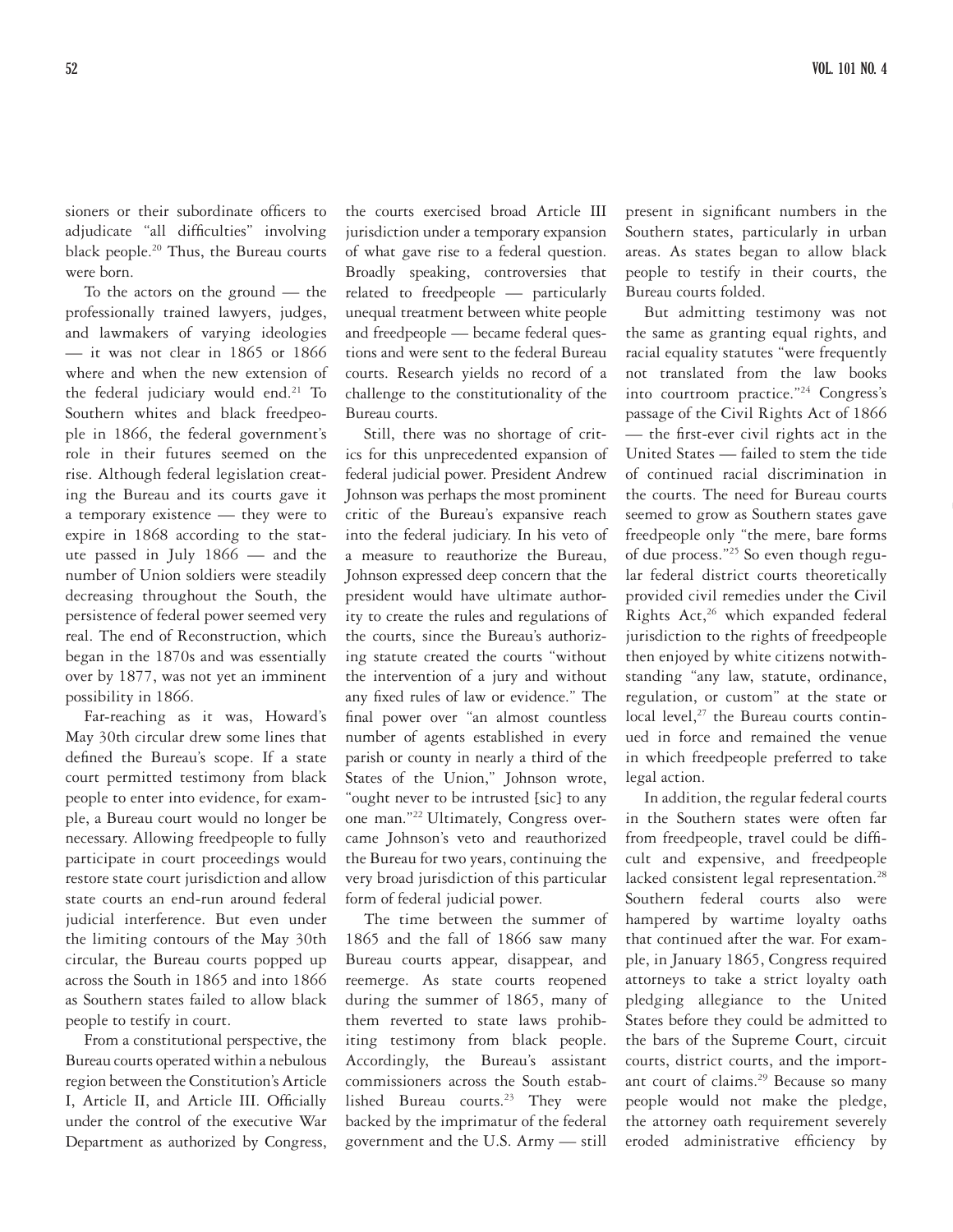sioners or their subordinate officers to adjudicate "all difficulties" involving black people.[20] Thus, the Bureau courts were born.

To the actors on the ground — the professionally trained lawyers, judges, and lawmakers of varying ideologies — it was not clear in 1865 or 1866 where and when the new extension of the federal judiciary would end.[21] To Southern whites and black freedpeople in 1866, the federal government's role in their futures seemed on the rise. Although federal legislation creating the Bureau and its courts gave it a temporary existence — they were to expire in 1868 according to the statute passed in July 1866 — and the number of Union soldiers were steadily decreasing throughout the South, the persistence of federal power seemed very real. The end of Reconstruction, which began in the 1870s and was essentially over by 1877, was not yet an imminent possibility in 1866.

Far-reaching as it was, Howard's May 30th circular drew some lines that defined the Bureau's scope. If a state court permitted testimony from black people to enter into evidence, for example, a Bureau court would no longer be necessary. Allowing freedpeople to fully participate in court proceedings would restore state court jurisdiction and allow state courts an end-run around federal judicial interference. But even under the limiting contours of the May 30th circular, the Bureau courts popped up across the South in 1865 and into 1866 as Southern states failed to allow black people to testify in court.

From a constitutional perspective, the Bureau courts operated within a nebulous region between the Constitution's Article I, Article II, and Article III. Officially under the control of the executive War Department as authorized by Congress, the courts exercised broad Article III jurisdiction under a temporary expansion of what gave rise to a federal question. Broadly speaking, controversies that related to freedpeople — particularly unequal treatment between white people and freedpeople — became federal questions and were sent to the federal Bureau courts. Research yields no record of a challenge to the constitutionality of the Bureau courts.

Still, there was no shortage of critics for this unprecedented expansion of federal judicial power. President Andrew Johnson was perhaps the most prominent critic of the Bureau's expansive reach into the federal judiciary. In his veto of a measure to reauthorize the Bureau, Johnson expressed deep concern that the president would have ultimate authority to create the rules and regulations of the courts, since the Bureau's authorizing statute created the courts "without the intervention of a jury and without any fixed rules of law or evidence." The final power over "an almost countless number of agents established in every parish or county in nearly a third of the States of the Union," Johnson wrote, "ought never to be intrusted [sic] to any one man."[22] Ultimately, Congress overcame Johnson's veto and reauthorized the Bureau for two years, continuing the very broad jurisdiction of this particular form of federal judicial power.

The time between the summer of 1865 and the fall of 1866 saw many Bureau courts appear, disappear, and reemerge. As state courts reopened during the summer of 1865, many of them reverted to state laws prohibiting testimony from black people. Accordingly, the Bureau's assistant commissioners across the South established Bureau courts.[23] They were backed by the imprimatur of the federal government and the U.S. Army — still present in significant numbers in the Southern states, particularly in urban areas. As states began to allow black people to testify in their courts, the Bureau courts folded.

But admitting testimony was not the same as granting equal rights, and racial equality statutes "were frequently not translated from the law books into courtroom practice."[24] Congress's passage of the Civil Rights Act of 1866 — the first-ever civil rights act in the United States — failed to stem the tide of continued racial discrimination in the courts. The need for Bureau courts seemed to grow as Southern states gave freedpeople only "the mere, bare forms of due process."[25] So even though regular federal district courts theoretically provided civil remedies under the Civil Rights Act,[26] which expanded federal jurisdiction to the rights of freedpeople then enjoyed by white citizens notwithstanding "any law, statute, ordinance, regulation, or custom" at the state or local level,[27] the Bureau courts continued in force and remained the venue in which freedpeople preferred to take legal action.

In addition, the regular federal courts in the Southern states were often far from freedpeople, travel could be difficult and expensive, and freedpeople lacked consistent legal representation.[28] Southern federal courts also were hampered by wartime loyalty oaths that continued after the war. For example, in January 1865, Congress required attorneys to take a strict loyalty oath pledging allegiance to the United States before they could be admitted to the bars of the Supreme Court, circuit courts, district courts, and the important court of claims.[29] Because so many people would not make the pledge, the attorney oath requirement severely eroded administrative efficiency by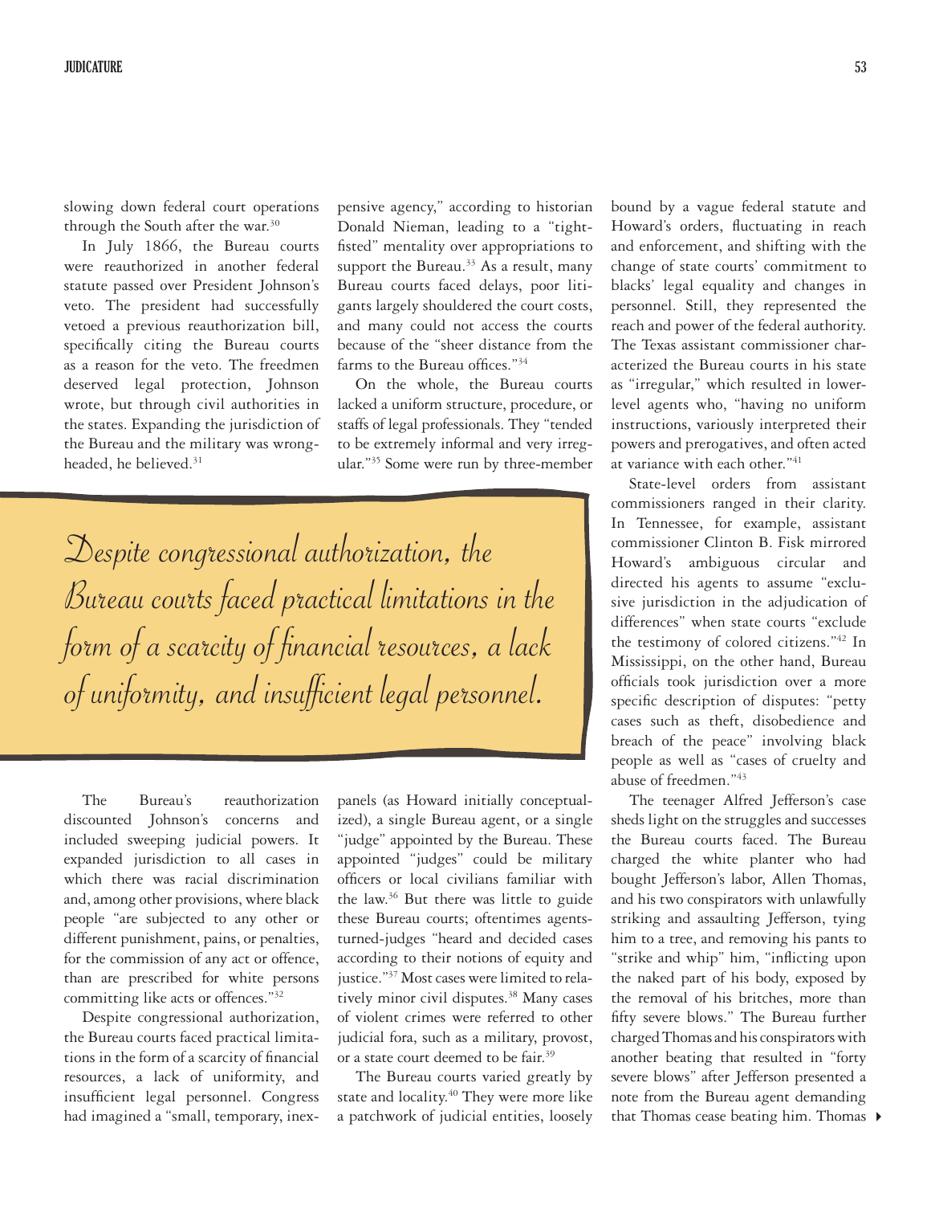slowing down federal court operations through the South after the war.[30]

In July 1866, the Bureau courts were reauthorized in another federal statute passed over President Johnson's veto. The president had successfully vetoed a previous reauthorization bill, specifically citing the Bureau courts as a reason for the veto. The freedmen deserved legal protection, Johnson wrote, but through civil authorities in the states. Expanding the jurisdiction of the Bureau and the military was wrong-headed, he believed.[31]

The Bureau's reauthorization discounted Johnson's concerns and included sweeping judicial powers. It expanded jurisdiction to all cases in which there was racial discrimination and, among other provisions, where black people "are subjected to any other or different punishment, pains, or penalties, for the commission of any act or offence, than are prescribed for white persons committing like acts or offences."[32]

Despite congressional authorization, the Bureau courts faced practical limitations in the form of a scarcity of financial resources, a lack of uniformity, and insufficient legal personnel. Congress had imagined a "small, temporary, inexpensive agency," according to historian Donald Nieman, leading to a "tight-fisted" mentality over appropriations to support the Bureau.[33] As a result, many Bureau courts faced delays, poor litigants largely shouldered the court costs, and many could not access the courts because of the "sheer distance from the farms to the Bureau offices."[34]

On the whole, the Bureau courts lacked a uniform structure, procedure, or staffs of legal professionals. They "tended to be extremely informal and very irregular."[35] Some were run by three-member panels (as Howard initially conceptualized), a single Bureau agent, or a single "judge" appointed by the Bureau. These appointed "judges" could be military officers or local civilians familiar with the law.[36] But there was little to guide these Bureau courts; oftentimes agents-turned-judges "heard and decided cases according to their notions of equity and justice."[37] Most cases were limited to relatively minor civil disputes.[38] Many cases of violent crimes were referred to other judicial fora, such as a military, provost, or a state court deemed to be fair.[39]

> *Despite congressional authorization, the Bureau courts faced practical limitations in the form of a scarcity of financial resources, a lack of uniformity, and insufficient legal personnel.*

The Bureau courts varied greatly by state and locality.[40] They were more like a patchwork of judicial entities, loosely bound by a vague federal statute and Howard's orders, fluctuating in reach and enforcement, and shifting with the change of state courts' commitment to blacks' legal equality and changes in personnel. Still, they represented the reach and power of the federal authority. The Texas assistant commissioner characterized the Bureau courts in his state as "irregular," which resulted in lower-level agents who, "having no uniform instructions, variously interpreted their powers and prerogatives, and often acted at variance with each other."[41]

State-level orders from assistant commissioners ranged in their clarity. In Tennessee, for example, assistant commissioner Clinton B. Fisk mirrored Howard's ambiguous circular and directed his agents to assume "exclusive jurisdiction in the adjudication of differences" when state courts "exclude the testimony of colored citizens."[42] In Mississippi, on the other hand, Bureau officials took jurisdiction over a more specific description of disputes: "petty cases such as theft, disobedience and breach of the peace" involving black people as well as "cases of cruelty and abuse of freedmen."[43]

The teenager Alfred Jefferson's case sheds light on the struggles and successes the Bureau courts faced. The Bureau charged the white planter who had bought Jefferson's labor, Allen Thomas, and his two conspirators with unlawfully striking and assaulting Jefferson, tying him to a tree, and removing his pants to "strike and whip" him, "inflicting upon the naked part of his body, exposed by the removal of his britches, more than fifty severe blows." The Bureau further charged Thomas and his conspirators with another beating that resulted in "forty severe blows" after Jefferson presented a note from the Bureau agent demanding that Thomas cease beating him. Thomas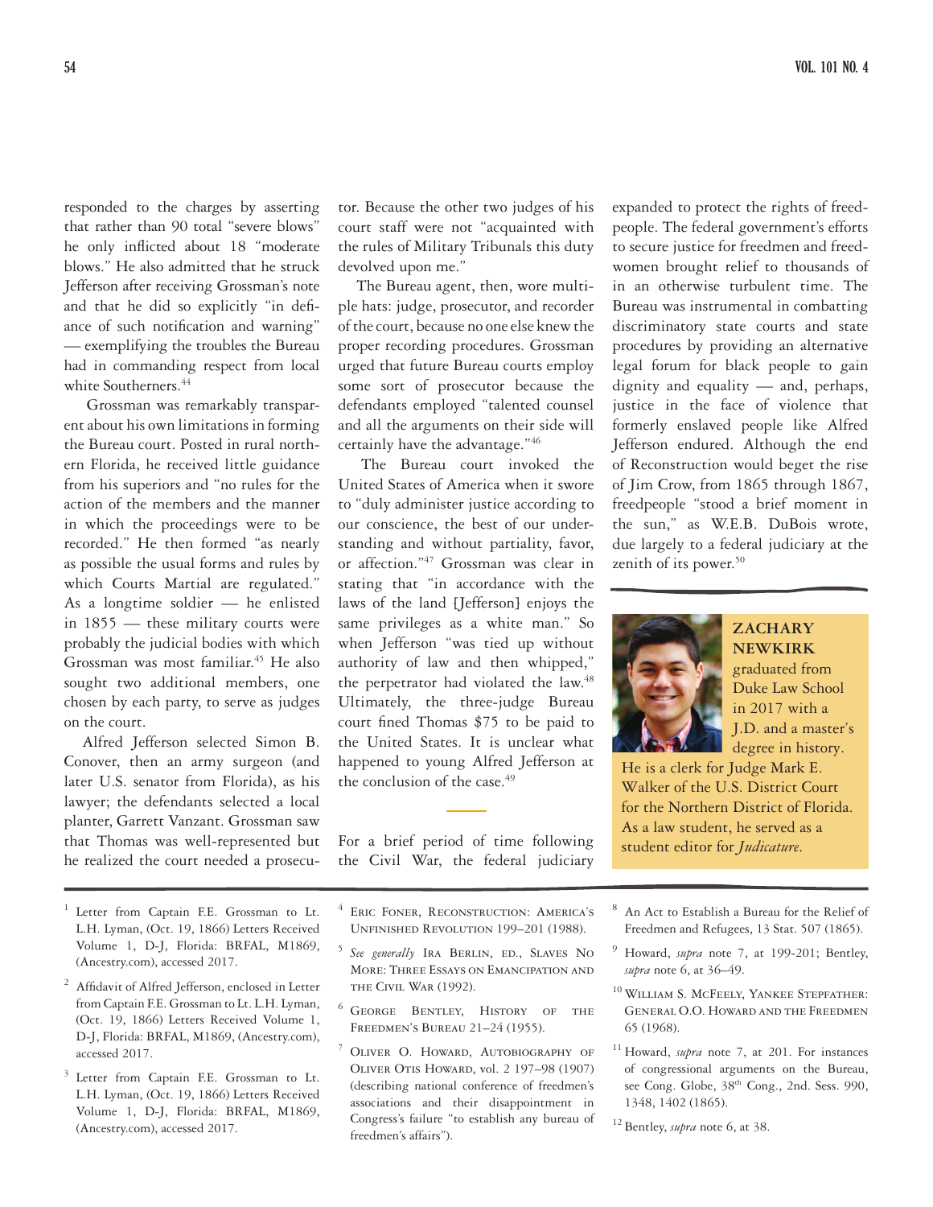responded to the charges by asserting that rather than 90 total "severe blows" he only inflicted about 18 "moderate blows." He also admitted that he struck Jefferson after receiving Grossman's note and that he did so explicitly "in defiance of such notification and warning" — exemplifying the troubles the Bureau had in commanding respect from local white Southerners.[44]

Grossman was remarkably transparent about his own limitations in forming the Bureau court. Posted in rural northern Florida, he received little guidance from his superiors and "no rules for the action of the members and the manner in which the proceedings were to be recorded." He then formed "as nearly as possible the usual forms and rules by which Courts Martial are regulated." As a longtime soldier — he enlisted in 1855 — these military courts were probably the judicial bodies with which Grossman was most familiar.[45] He also sought two additional members, one chosen by each party, to serve as judges on the court.

Alfred Jefferson selected Simon B. Conover, then an army surgeon (and later U.S. senator from Florida), as his lawyer; the defendants selected a local planter, Garrett Vanzant. Grossman saw that Thomas was well-represented but he realized the court needed a prosecutor. Because the other two judges of his court staff were not "acquainted with the rules of Military Tribunals this duty devolved upon me."

The Bureau agent, then, wore multiple hats: judge, prosecutor, and recorder of the court, because no one else knew the proper recording procedures. Grossman urged that future Bureau courts employ some sort of prosecutor because the defendants employed "talented counsel and all the arguments on their side will certainly have the advantage."[46]

The Bureau court invoked the United States of America when it swore to "duly administer justice according to our conscience, the best of our understanding and without partiality, favor, or affection."[47] Grossman was clear in stating that "in accordance with the laws of the land [Jefferson] enjoys the same privileges as a white man." So when Jefferson "was tied up without authority of law and then whipped," the perpetrator had violated the law.[48] Ultimately, the three-judge Bureau court fined Thomas $75 to be paid to the United States. It is unclear what happened to young Alfred Jefferson at the conclusion of the case.[49]

For a brief period of time following the Civil War, the federal judiciary expanded to protect the rights of freedpeople. The federal government's efforts to secure justice for freedmen and freedwomen brought relief to thousands of in an otherwise turbulent time. The Bureau was instrumental in combatting discriminatory state courts and state procedures by providing an alternative legal forum for black people to gain dignity and equality — and, perhaps, justice in the face of violence that formerly enslaved people like Alfred Jefferson endured. Although the end of Reconstruction would beget the rise of Jim Crow, from 1865 through 1867, freedpeople "stood a brief moment in the sun," as W.E.B. DuBois wrote, due largely to a federal judiciary at the zenith of its power.[50]

**ZACHARY NEWKIRK** graduated from Duke Law School in 2017 with a J.D. and a master's degree in history. He is a clerk for Judge Mark E. Walker of the U.S. District Court for the Northern District of Florida. As a law student, he served as a student editor for *Judicature*.

---

1 Letter from Captain F.E. Grossman to Lt. L.H. Lyman, (Oct. 19, 1866) Letters Received Volume 1, D-J, Florida: BRFAL, M1869, (Ancestry.com), accessed 2017.

2 Affidavit of Alfred Jefferson, enclosed in Letter from Captain F.E. Grossman to Lt. L.H. Lyman, (Oct. 19, 1866) Letters Received Volume 1, D-J, Florida: BRFAL, M1869, (Ancestry.com), accessed 2017.

3 Letter from Captain F.E. Grossman to Lt. L.H. Lyman, (Oct. 19, 1866) Letters Received Volume 1, D-J, Florida: BRFAL, M1869, (Ancestry.com), accessed 2017.

4 Eric Foner, Reconstruction: America's Unfinished Revolution 199–201 (1988).

5 *See generally* Ira Berlin, ed., Slaves No More: Three Essays on Emancipation and the Civil War (1992).

6 George Bentley, History of the Freedmen's Bureau 21–24 (1955).

7 Oliver O. Howard, Autobiography of Oliver Otis Howard, vol. 2 197–98 (1907) (describing national conference of freedmen's associations and their disappointment in Congress's failure "to establish any bureau of freedmen's affairs").

8 An Act to Establish a Bureau for the Relief of Freedmen and Refugees, 13 Stat. 507 (1865).

9 Howard, *supra* note 7, at 199-201; Bentley, *supra* note 6, at 36–49.

10 William S. McFeely, Yankee Stepfather: General O.O. Howard and the Freedmen 65 (1968).

11 Howard, *supra* note 7, at 201. For instances of congressional arguments on the Bureau, see Cong. Globe, 38th Cong., 2nd. Sess. 990, 1348, 1402 (1865).

12 Bentley, *supra* note 6, at 38.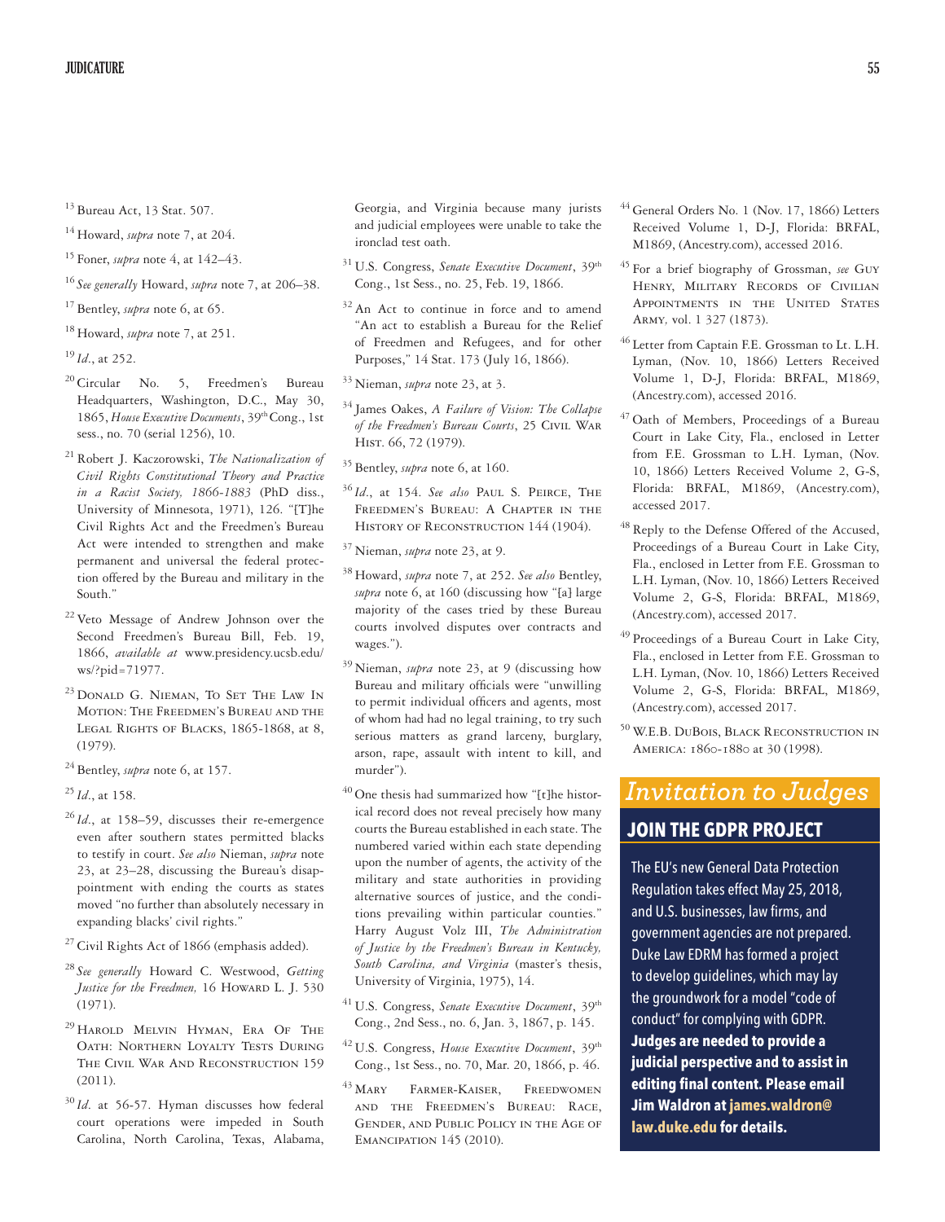[13] Bureau Act, 13 Stat. 507.

[14] Howard, *supra* note 7, at 204.

[15] Foner, *supra* note 4, at 142–43.

[16] *See generally* Howard, *supra* note 7, at 206–38.

[17] Bentley, *supra* note 6, at 65.

[18] Howard, *supra* note 7, at 251.

[19] *Id.*, at 252.

[20] Circular No. 5, Freedmen's Bureau Headquarters, Washington, D.C., May 30, 1865, *House Executive Documents*, 39th Cong., 1st sess., no. 70 (serial 1256), 10.

[21] Robert J. Kaczorowski, *The Nationalization of Civil Rights Constitutional Theory and Practice in a Racist Society, 1866-1883* (PhD diss., University of Minnesota, 1971), 126. "[T]he Civil Rights Act and the Freedmen's Bureau Act were intended to strengthen and make permanent and universal the federal protection offered by the Bureau and military in the South."

[22] Veto Message of Andrew Johnson over the Second Freedmen's Bureau Bill, Feb. 19, 1866, *available at* www.presidency.ucsb.edu/ws/?pid=71977.

[23] Donald G. Nieman, To Set The Law In Motion: The Freedmen's Bureau and the Legal Rights of Blacks, 1865-1868, at 8, (1979).

[24] Bentley, *supra* note 6, at 157.

[25] *Id.*, at 158.

[26] *Id.*, at 158–59, discusses their re-emergence even after southern states permitted blacks to testify in court. *See also* Nieman, *supra* note 23, at 23–28, discussing the Bureau's disappointment with ending the courts as states moved "no further than absolutely necessary in expanding blacks' civil rights."

[27] Civil Rights Act of 1866 (emphasis added).

[28] *See generally* Howard C. Westwood, *Getting Justice for the Freedmen,* 16 Howard L. J. 530 (1971).

[29] Harold Melvin Hyman, Era Of The Oath: Northern Loyalty Tests During The Civil War And Reconstruction 159 (2011).

[30] *Id.* at 56-57. Hyman discusses how federal court operations were impeded in South Carolina, North Carolina, Texas, Alabama, Georgia, and Virginia because many jurists and judicial employees were unable to take the ironclad test oath.

[31] U.S. Congress, *Senate Executive Document*, 39th Cong., 1st Sess., no. 25, Feb. 19, 1866.

[32] An Act to continue in force and to amend "An act to establish a Bureau for the Relief of Freedmen and Refugees, and for other Purposes," 14 Stat. 173 (July 16, 1866).

[33] Nieman, *supra* note 23, at 3.

[34] James Oakes, *A Failure of Vision: The Collapse of the Freedmen's Bureau Courts*, 25 Civil War Hist. 66, 72 (1979).

[35] Bentley, *supra* note 6, at 160.

[36] *Id.*, at 154. *See also* Paul S. Peirce, The Freedmen's Bureau: A Chapter in the History of Reconstruction 144 (1904).

[37] Nieman, *supra* note 23, at 9.

[38] Howard, *supra* note 7, at 252. *See also* Bentley, *supra* note 6, at 160 (discussing how "[a] large majority of the cases tried by these Bureau courts involved disputes over contracts and wages.").

[39] Nieman, *supra* note 23, at 9 (discussing how Bureau and military officials were "unwilling to permit individual officers and agents, most of whom had had no legal training, to try such serious matters as grand larceny, burglary, arson, rape, assault with intent to kill, and murder").

[40] One thesis had summarized how "[t]he historical record does not reveal precisely how many courts the Bureau established in each state. The numbered varied within each state depending upon the number of agents, the activity of the military and state authorities in providing alternative sources of justice, and the conditions prevailing within particular counties." Harry August Volz III, *The Administration of Justice by the Freedmen's Bureau in Kentucky, South Carolina, and Virginia* (master's thesis, University of Virginia, 1975), 14.

[41] U.S. Congress, *Senate Executive Document*, 39th Cong., 2nd Sess., no. 6, Jan. 3, 1867, p. 145.

[42] U.S. Congress, *House Executive Document*, 39th Cong., 1st Sess., no. 70, Mar. 20, 1866, p. 46.

[43] Mary Farmer-Kaiser, Freedwomen and the Freedmen's Bureau: Race, Gender, and Public Policy in the Age of Emancipation 145 (2010).

[44] General Orders No. 1 (Nov. 17, 1866) Letters Received Volume 1, D-J, Florida: BRFAL, M1869, (Ancestry.com), accessed 2016.

[45] For a brief biography of Grossman, *see* Guy Henry, Military Records of Civilian Appointments in the United States Army, vol. 1 327 (1873).

[46] Letter from Captain F.E. Grossman to Lt. L.H. Lyman, (Nov. 10, 1866) Letters Received Volume 1, D-J, Florida: BRFAL, M1869, (Ancestry.com), accessed 2016.

[47] Oath of Members, Proceedings of a Bureau Court in Lake City, Fla., enclosed in Letter from F.E. Grossman to L.H. Lyman, (Nov. 10, 1866) Letters Received Volume 2, G-S, Florida: BRFAL, M1869, (Ancestry.com), accessed 2017.

[48] Reply to the Defense Offered of the Accused, Proceedings of a Bureau Court in Lake City, Fla., enclosed in Letter from F.E. Grossman to L.H. Lyman, (Nov. 10, 1866) Letters Received Volume 2, G-S, Florida: BRFAL, M1869, (Ancestry.com), accessed 2017.

[49] Proceedings of a Bureau Court in Lake City, Fla., enclosed in Letter from F.E. Grossman to L.H. Lyman, (Nov. 10, 1866) Letters Received Volume 2, G-S, Florida: BRFAL, M1869, (Ancestry.com), accessed 2017.

[50] W.E.B. DuBois, Black Reconstruction in America: 1860-1880 at 30 (1998).

## Invitation to Judges

### JOIN THE GDPR PROJECT

The EU's new General Data Protection Regulation takes effect May 25, 2018, and U.S. businesses, law firms, and government agencies are not prepared. Duke Law EDRM has formed a project to develop guidelines, which may lay the groundwork for a model "code of conduct" for complying with GDPR. **Judges are needed to provide a judicial perspective and to assist in editing final content. Please email Jim Waldron at james.waldron@law.duke.edu for details.**